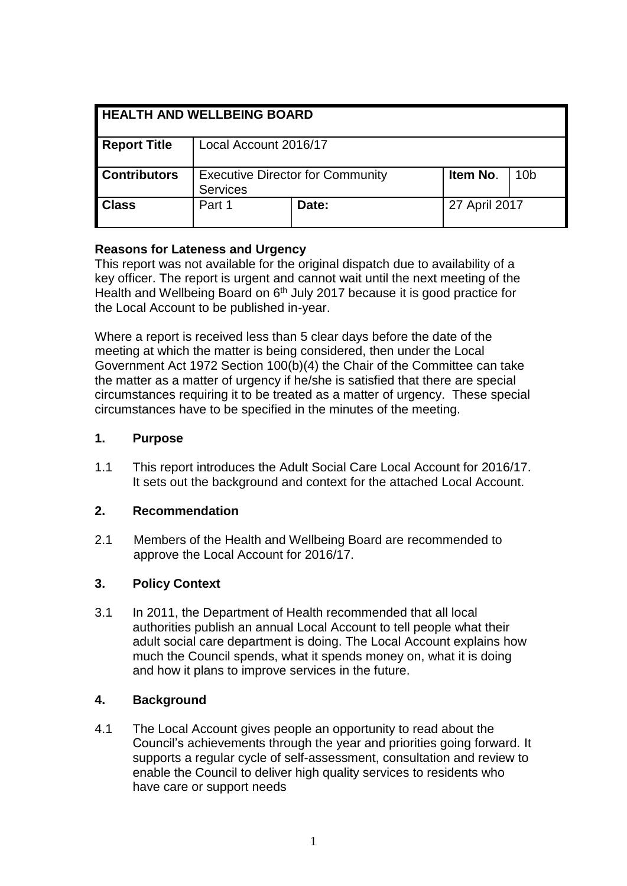| HEALTH AND WELLBEING BOARD | | | | |
|---|---|---|---|---|
| **Report Title** | Local Account 2016/17 | | | |
| **Contributors** | Executive Director for Community Services | | **Item No**. | 10b |
| **Class** | Part 1 | **Date:** | 27 April 2017 | |

**Reasons for Lateness and Urgency**

This report was not available for the original dispatch due to availability of a key officer. The report is urgent and cannot wait until the next meeting of the Health and Wellbeing Board on 6th July 2017 because it is good practice for the Local Account to be published in-year.

Where a report is received less than 5 clear days before the date of the meeting at which the matter is being considered, then under the Local Government Act 1972 Section 100(b)(4) the Chair of the Committee can take the matter as a matter of urgency if he/she is satisfied that there are special circumstances requiring it to be treated as a matter of urgency. These special circumstances have to be specified in the minutes of the meeting.

## 1. Purpose

1.1 This report introduces the Adult Social Care Local Account for 2016/17. It sets out the background and context for the attached Local Account.

## 2. Recommendation

2.1 Members of the Health and Wellbeing Board are recommended to approve the Local Account for 2016/17.

## 3. Policy Context

3.1 In 2011, the Department of Health recommended that all local authorities publish an annual Local Account to tell people what their adult social care department is doing. The Local Account explains how much the Council spends, what it spends money on, what it is doing and how it plans to improve services in the future.

## 4. Background

4.1 The Local Account gives people an opportunity to read about the Council's achievements through the year and priorities going forward. It supports a regular cycle of self-assessment, consultation and review to enable the Council to deliver high quality services to residents who have care or support needs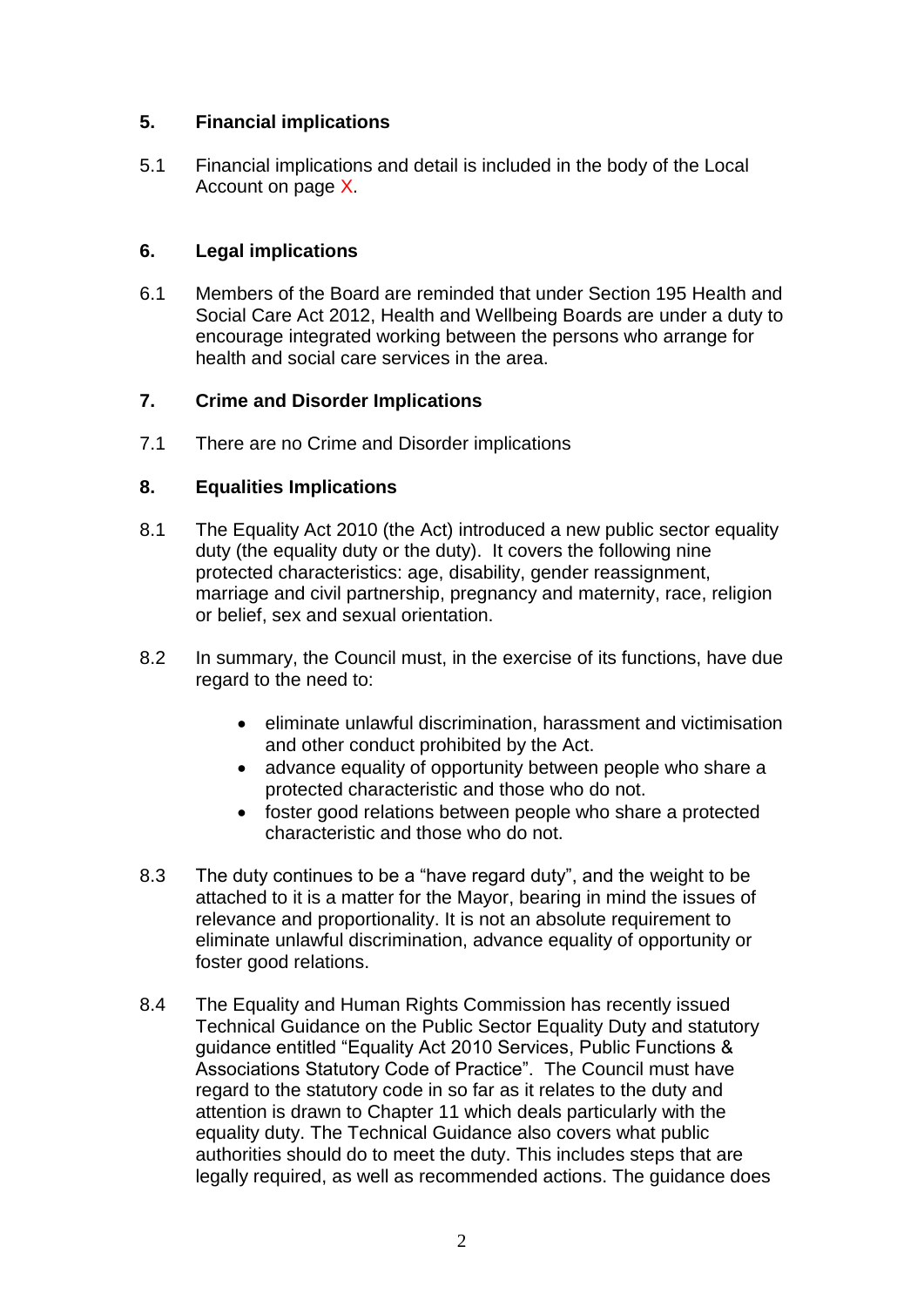## 5. Financial implications

5.1 Financial implications and detail is included in the body of the Local Account on page X.

## 6. Legal implications

6.1 Members of the Board are reminded that under Section 195 Health and Social Care Act 2012, Health and Wellbeing Boards are under a duty to encourage integrated working between the persons who arrange for health and social care services in the area.

## 7. Crime and Disorder Implications

7.1 There are no Crime and Disorder implications

## 8. Equalities Implications

8.1 The Equality Act 2010 (the Act) introduced a new public sector equality duty (the equality duty or the duty). It covers the following nine protected characteristics: age, disability, gender reassignment, marriage and civil partnership, pregnancy and maternity, race, religion or belief, sex and sexual orientation.

8.2 In summary, the Council must, in the exercise of its functions, have due regard to the need to:

- eliminate unlawful discrimination, harassment and victimisation and other conduct prohibited by the Act.
- advance equality of opportunity between people who share a protected characteristic and those who do not.
- foster good relations between people who share a protected characteristic and those who do not.

8.3 The duty continues to be a "have regard duty", and the weight to be attached to it is a matter for the Mayor, bearing in mind the issues of relevance and proportionality. It is not an absolute requirement to eliminate unlawful discrimination, advance equality of opportunity or foster good relations.

8.4 The Equality and Human Rights Commission has recently issued Technical Guidance on the Public Sector Equality Duty and statutory guidance entitled "Equality Act 2010 Services, Public Functions & Associations Statutory Code of Practice". The Council must have regard to the statutory code in so far as it relates to the duty and attention is drawn to Chapter 11 which deals particularly with the equality duty. The Technical Guidance also covers what public authorities should do to meet the duty. This includes steps that are legally required, as well as recommended actions. The guidance does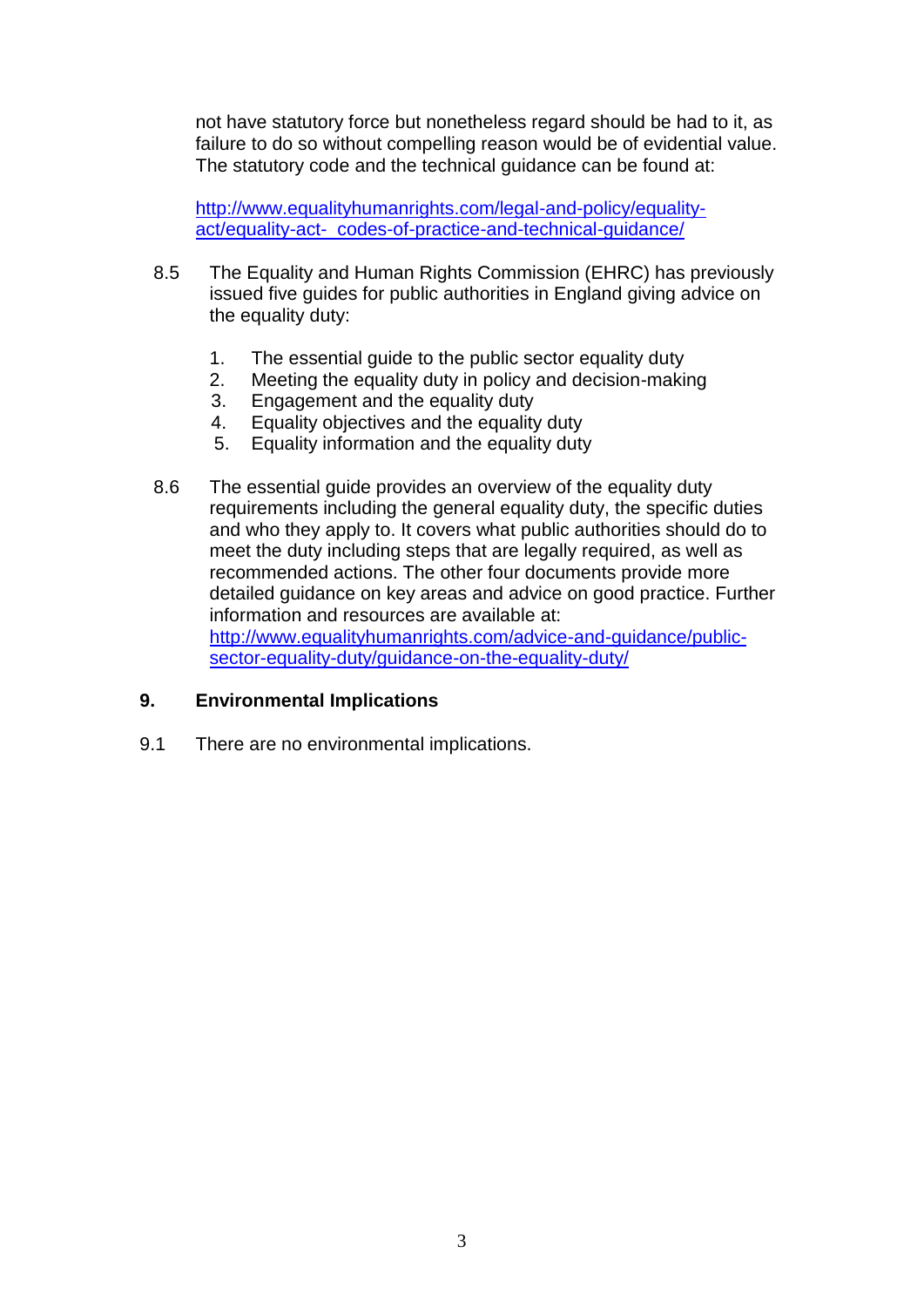not have statutory force but nonetheless regard should be had to it, as failure to do so without compelling reason would be of evidential value. The statutory code and the technical guidance can be found at:

http://www.equalityhumanrights.com/legal-and-policy/equality-act/equality-act- codes-of-practice-and-technical-guidance/

8.5 The Equality and Human Rights Commission (EHRC) has previously issued five guides for public authorities in England giving advice on the equality duty:

1. The essential guide to the public sector equality duty
2. Meeting the equality duty in policy and decision-making
3. Engagement and the equality duty
4. Equality objectives and the equality duty
5. Equality information and the equality duty

8.6 The essential guide provides an overview of the equality duty requirements including the general equality duty, the specific duties and who they apply to. It covers what public authorities should do to meet the duty including steps that are legally required, as well as recommended actions. The other four documents provide more detailed guidance on key areas and advice on good practice. Further information and resources are available at: http://www.equalityhumanrights.com/advice-and-guidance/public-sector-equality-duty/guidance-on-the-equality-duty/

## 9. Environmental Implications

9.1 There are no environmental implications.